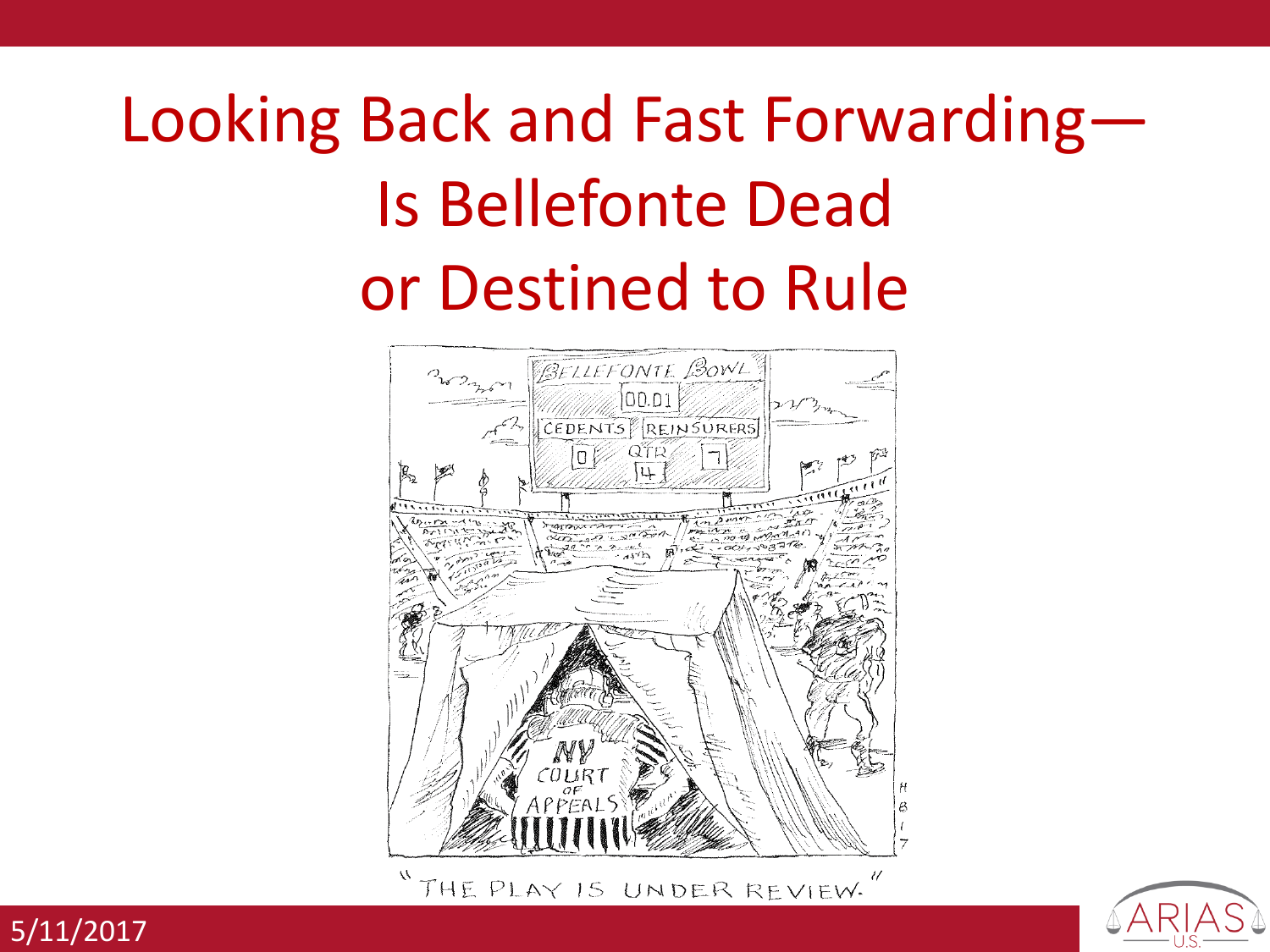# Looking Back and Fast Forwarding—Is Bellefonte Dead or Destined to Rule

"THE PLAY IS UNDER REVIEW."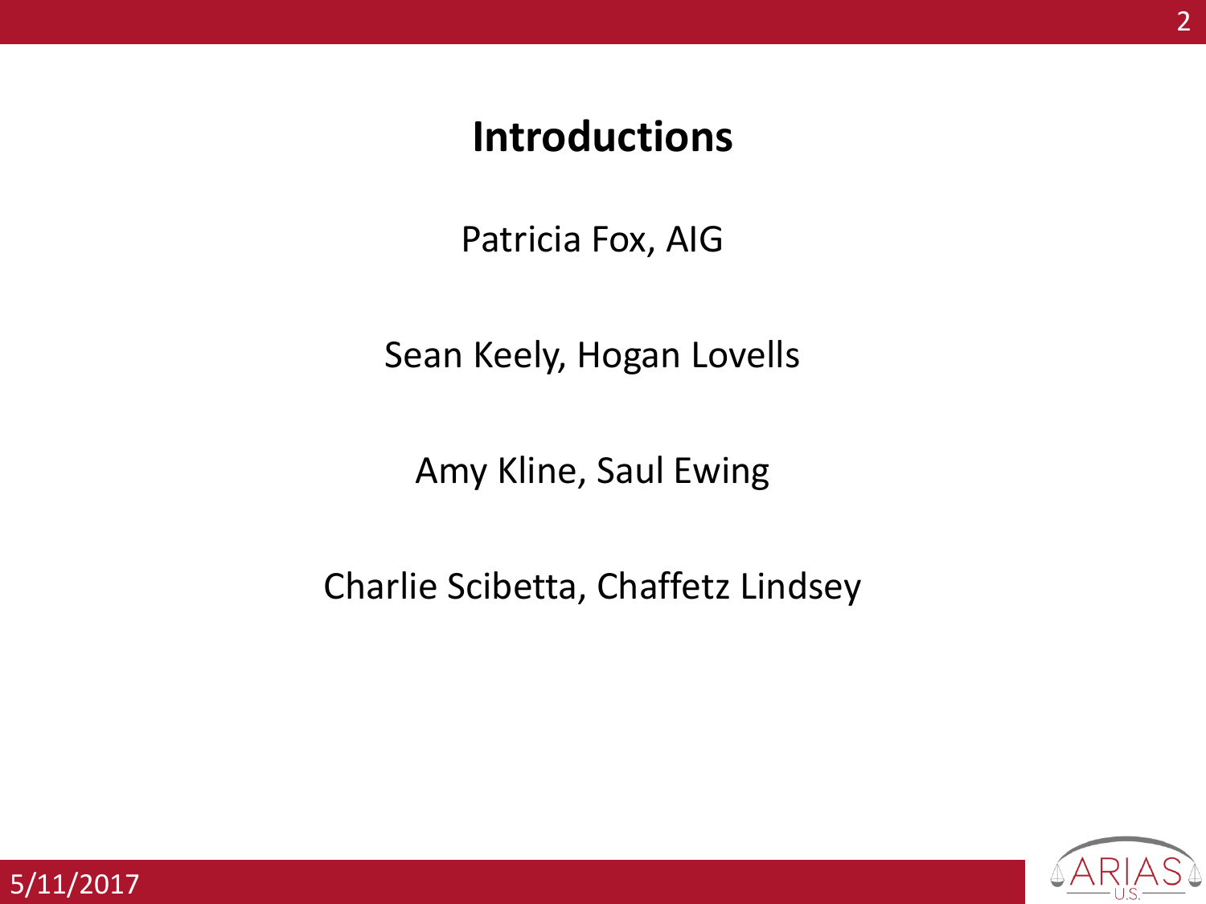# Introductions

Patricia Fox, AIG

Sean Keely, Hogan Lovells

Amy Kline, Saul Ewing

Charlie Scibetta, Chaffetz Lindsey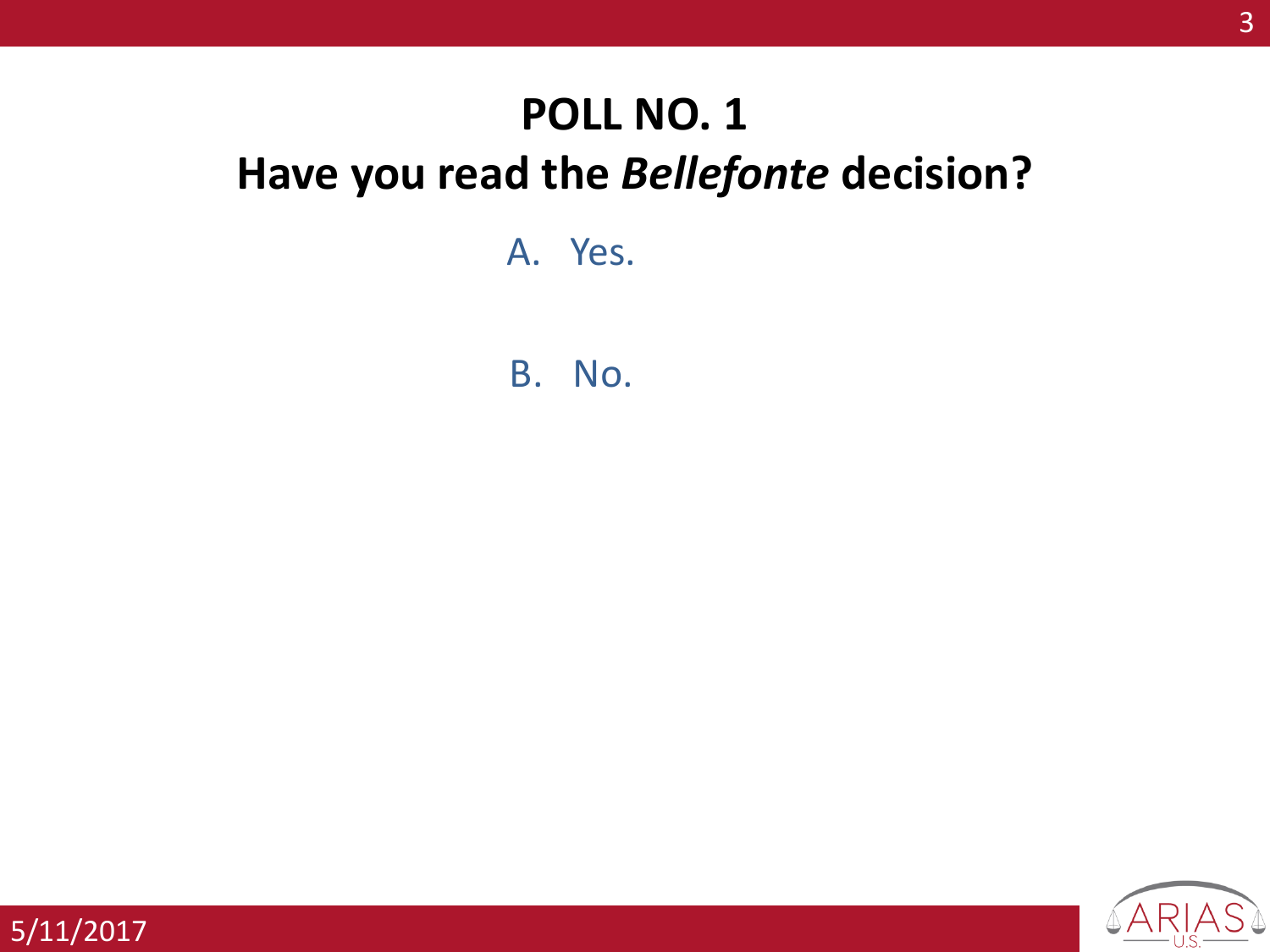# POLL NO. 1

## Have you read the *Bellefonte* decision?

A. Yes.

B. No.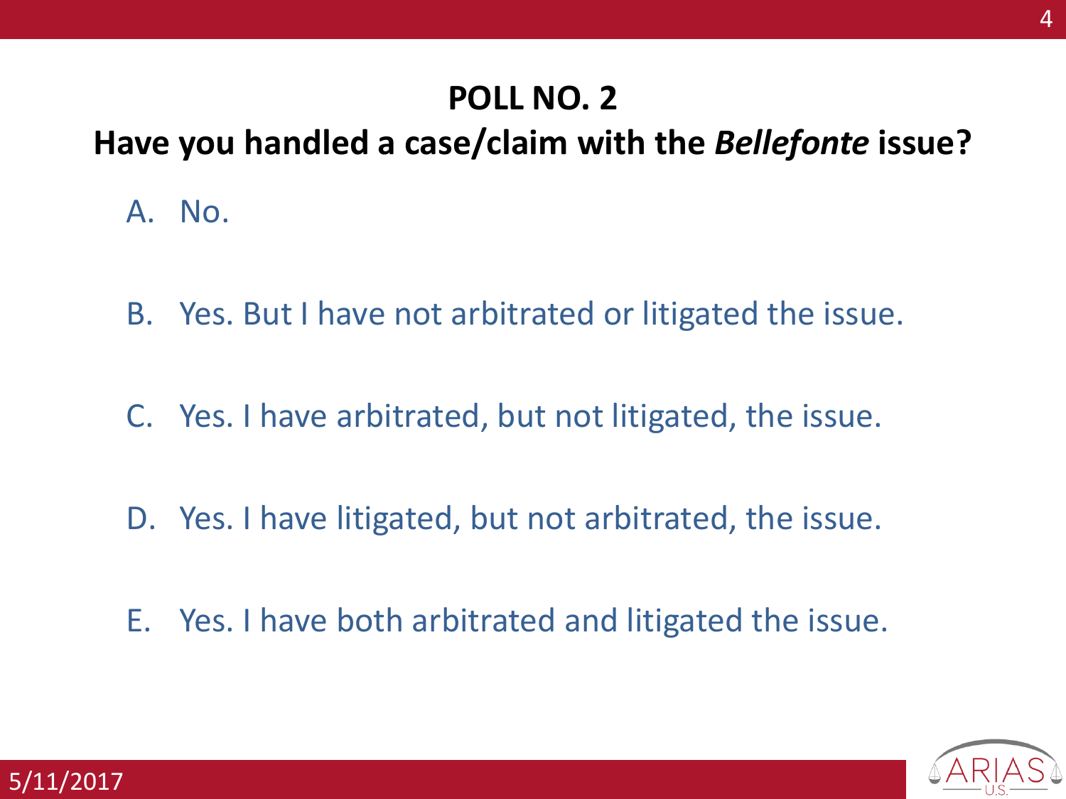# POLL NO. 2

## Have you handled a case/claim with the *Bellefonte* issue?

A. No.

B. Yes. But I have not arbitrated or litigated the issue.

C. Yes. I have arbitrated, but not litigated, the issue.

D. Yes. I have litigated, but not arbitrated, the issue.

E. Yes. I have both arbitrated and litigated the issue.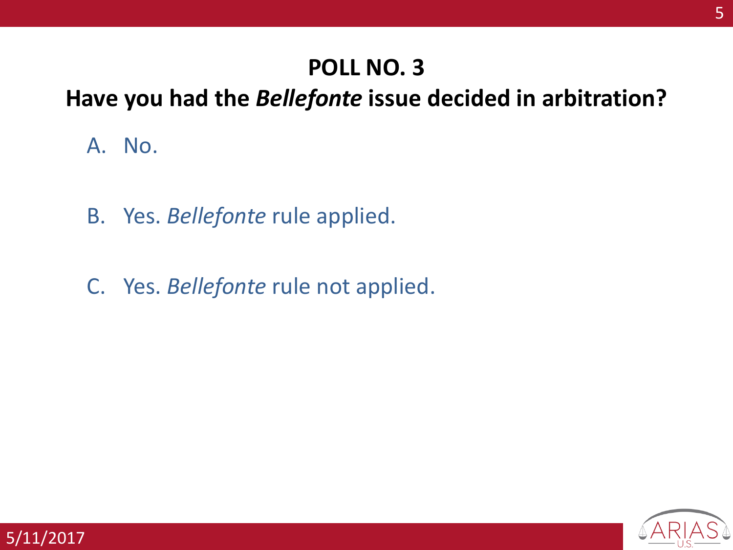## POLL NO. 3

## Have you had the *Bellefonte* issue decided in arbitration?

A. No.

B. Yes. *Bellefonte* rule applied.

C. Yes. *Bellefonte* rule not applied.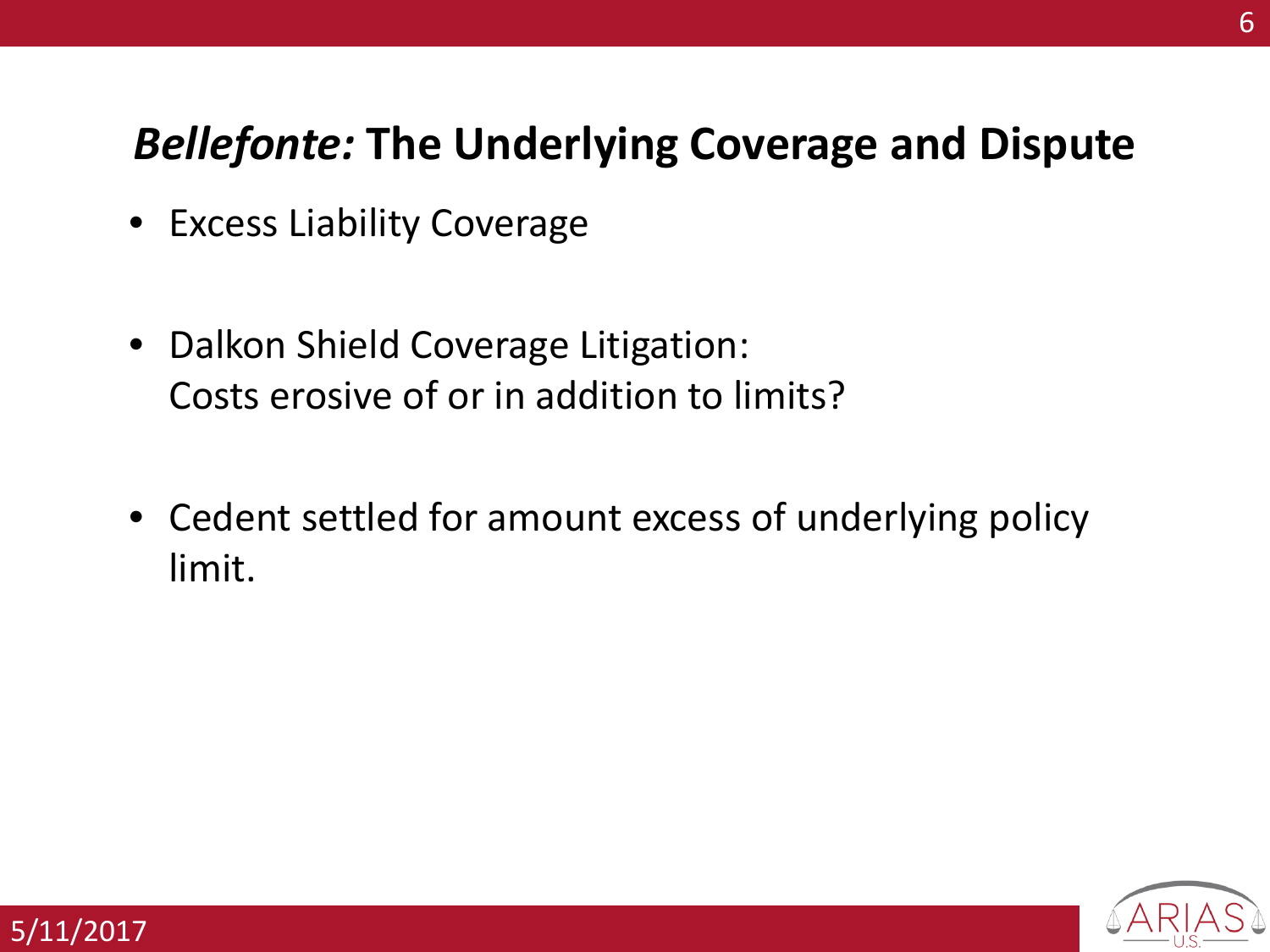# *Bellefonte:* The Underlying Coverage and Dispute

- Excess Liability Coverage
- Dalkon Shield Coverage Litigation: Costs erosive of or in addition to limits?
- Cedent settled for amount excess of underlying policy limit.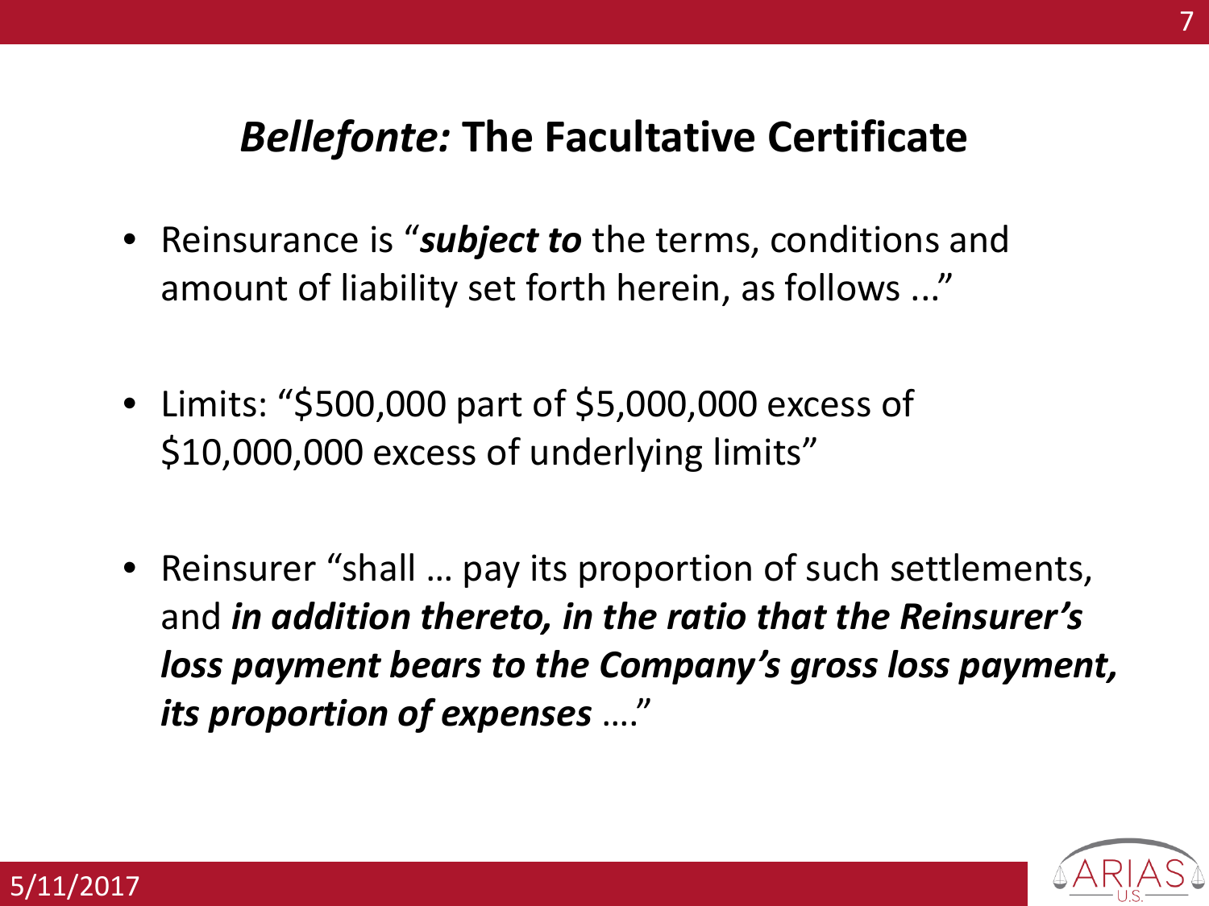## *Bellefonte:* The Facultative Certificate

- Reinsurance is "***subject to*** the terms, conditions and amount of liability set forth herein, as follows ..."

- Limits: "$500,000 part of $5,000,000 excess of $10,000,000 excess of underlying limits"

- Reinsurer "shall … pay its proportion of such settlements, and ***in addition thereto, in the ratio that the Reinsurer's loss payment bears to the Company's gross loss payment, its proportion of expenses*** …."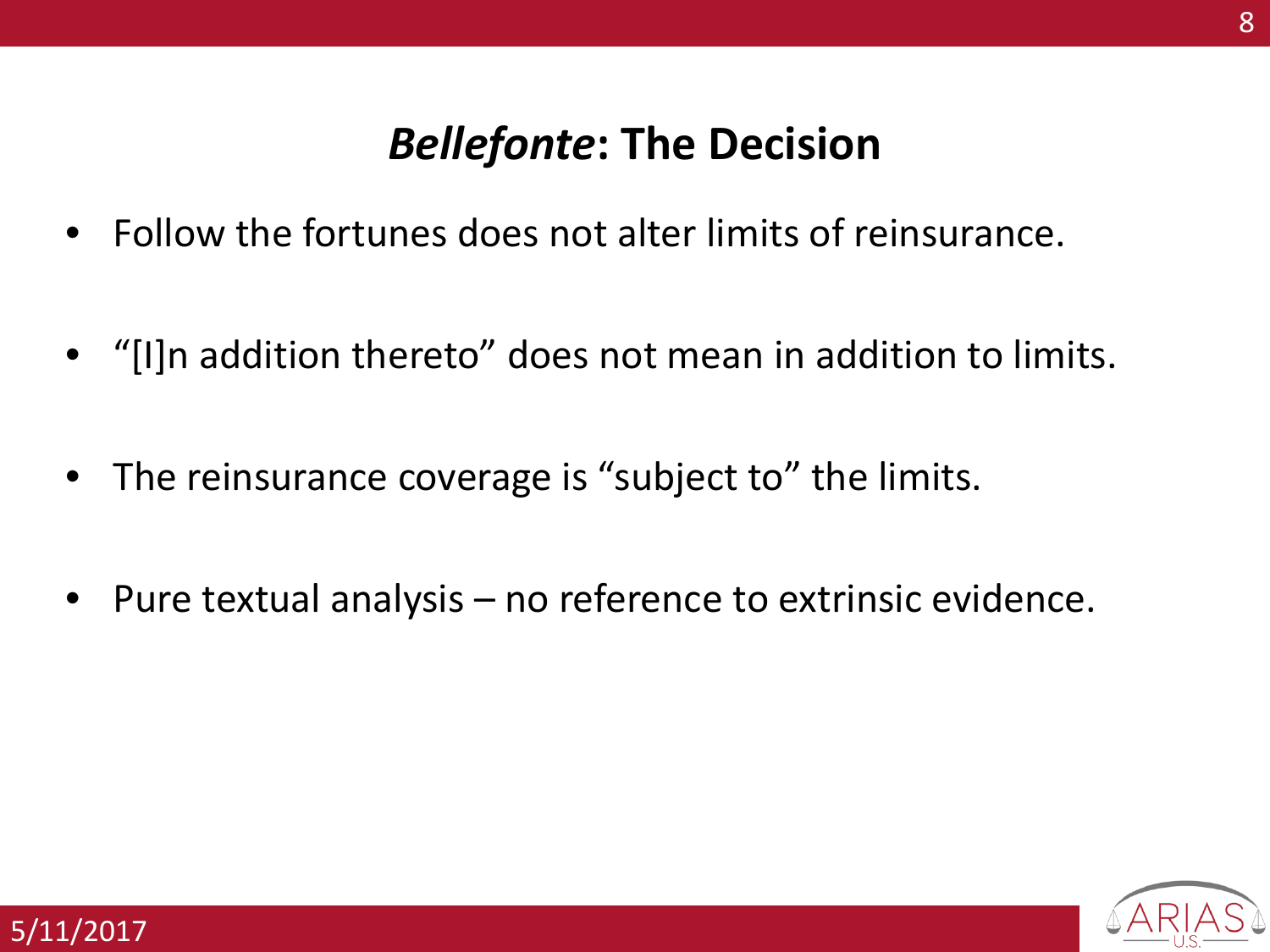# *Bellefonte*: The Decision

- Follow the fortunes does not alter limits of reinsurance.
- "[I]n addition thereto" does not mean in addition to limits.
- The reinsurance coverage is "subject to" the limits.
- Pure textual analysis – no reference to extrinsic evidence.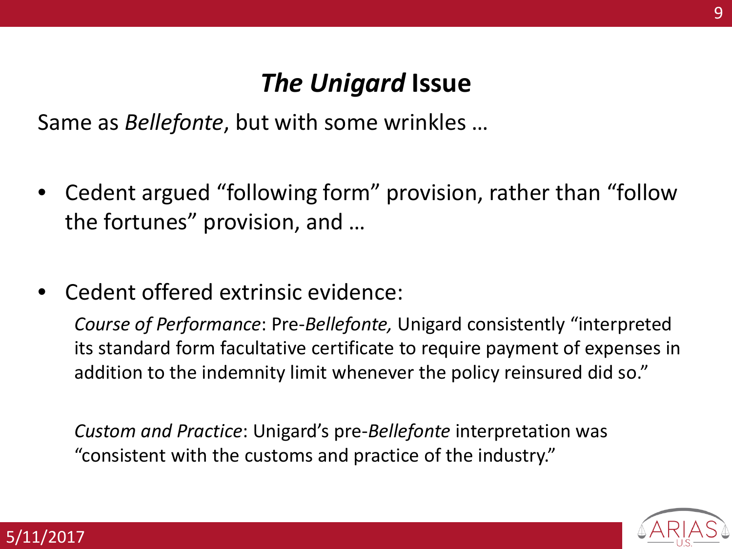# *The Unigard* Issue

Same as *Bellefonte*, but with some wrinkles …

- Cedent argued "following form" provision, rather than "follow the fortunes" provision, and …

- Cedent offered extrinsic evidence:

  *Course of Performance*: Pre-*Bellefonte,* Unigard consistently "interpreted its standard form facultative certificate to require payment of expenses in addition to the indemnity limit whenever the policy reinsured did so."

  *Custom and Practice*: Unigard's pre-*Bellefonte* interpretation was "consistent with the customs and practice of the industry."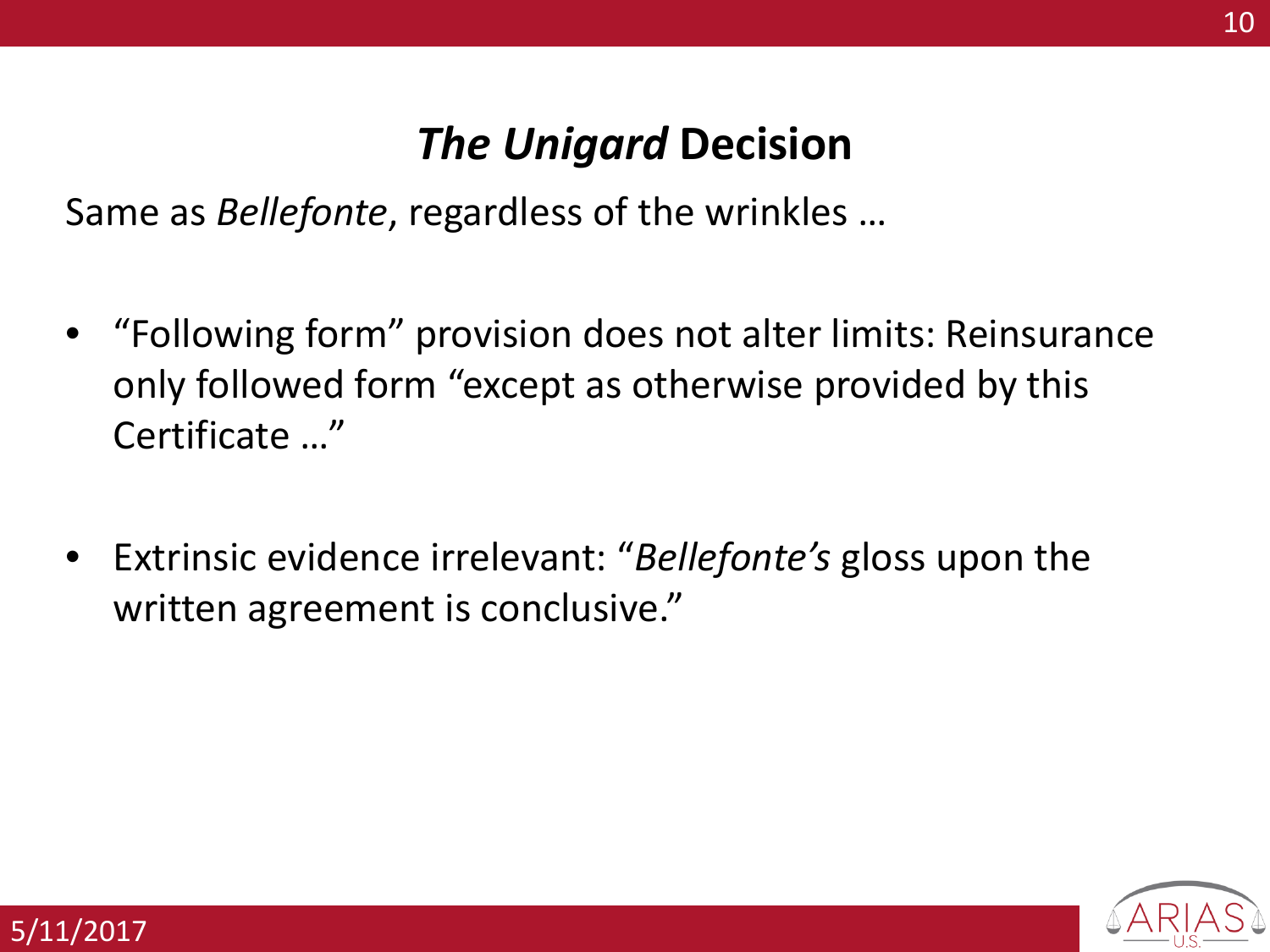# *The Unigard* Decision

Same as *Bellefonte*, regardless of the wrinkles …

- "Following form" provision does not alter limits: Reinsurance only followed form "except as otherwise provided by this Certificate …"

- Extrinsic evidence irrelevant: "*Bellefonte's* gloss upon the written agreement is conclusive."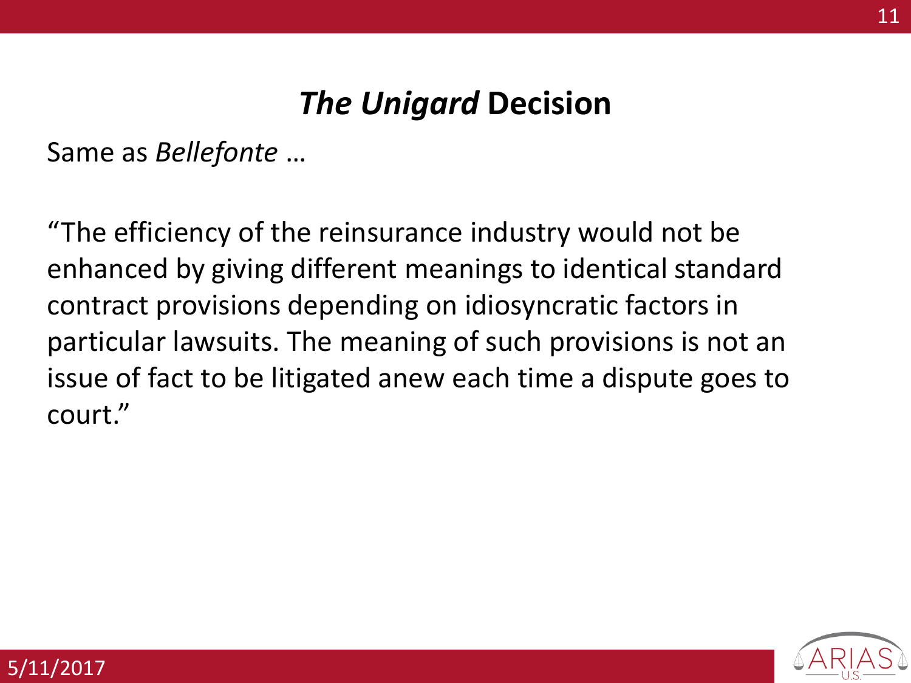# *The Unigard* Decision

Same as *Bellefonte* …

"The efficiency of the reinsurance industry would not be enhanced by giving different meanings to identical standard contract provisions depending on idiosyncratic factors in particular lawsuits. The meaning of such provisions is not an issue of fact to be litigated anew each time a dispute goes to court."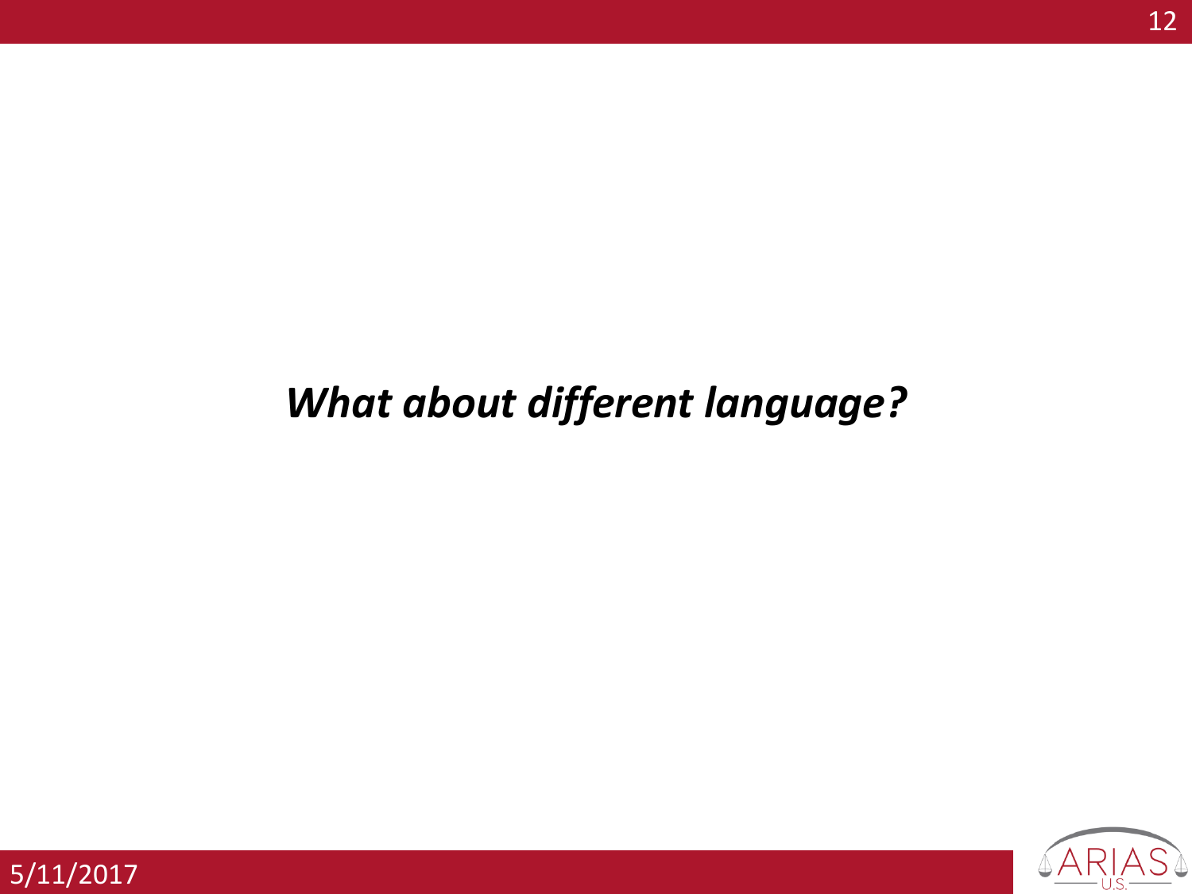***What about different language?***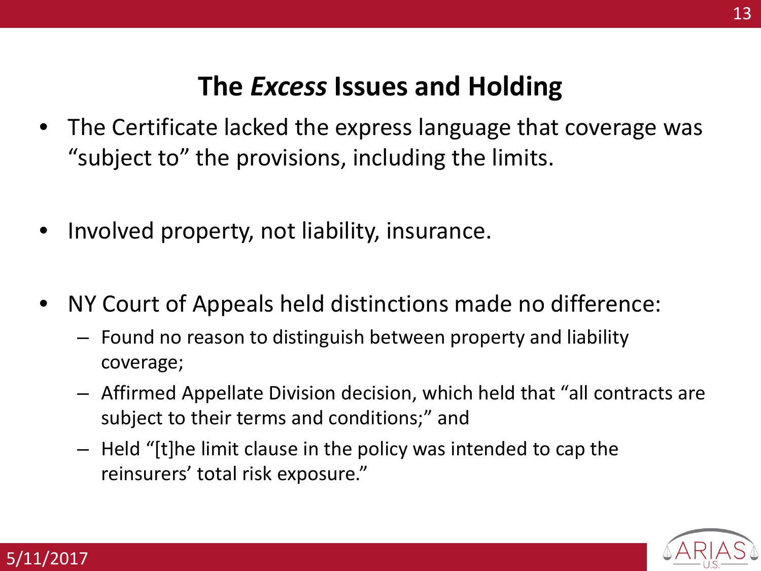## The *Excess* Issues and Holding

- The Certificate lacked the express language that coverage was "subject to" the provisions, including the limits.
- Involved property, not liability, insurance.
- NY Court of Appeals held distinctions made no difference:
  - Found no reason to distinguish between property and liability coverage;
  - Affirmed Appellate Division decision, which held that "all contracts are subject to their terms and conditions;" and
  - Held "[t]he limit clause in the policy was intended to cap the reinsurers' total risk exposure."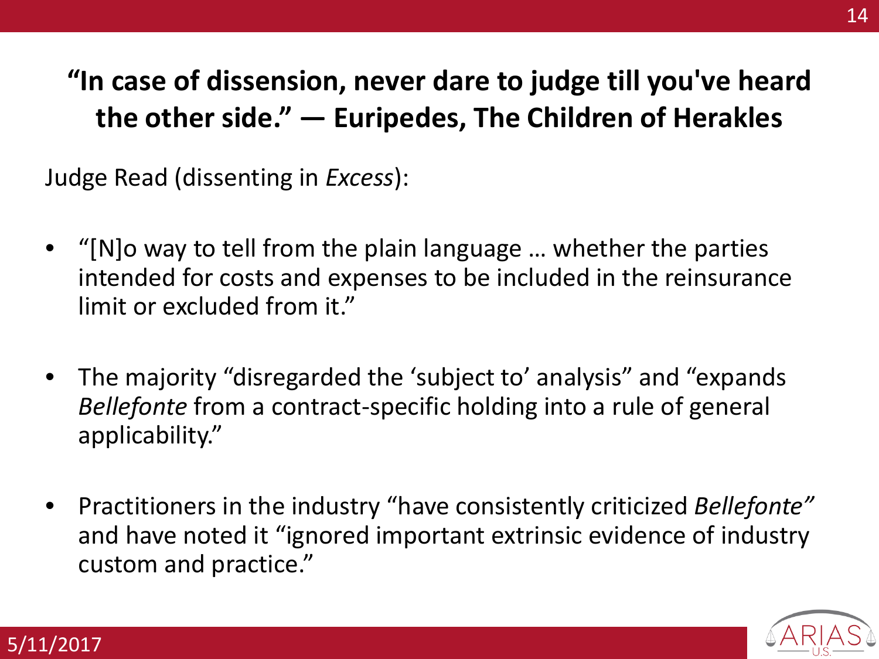## "In case of dissension, never dare to judge till you've heard the other side." — Euripedes, The Children of Herakles

Judge Read (dissenting in *Excess*):

- "[N]o way to tell from the plain language … whether the parties intended for costs and expenses to be included in the reinsurance limit or excluded from it."

- The majority "disregarded the 'subject to' analysis" and "expands *Bellefonte* from a contract-specific holding into a rule of general applicability."

- Practitioners in the industry "have consistently criticized *Bellefonte"* and have noted it "ignored important extrinsic evidence of industry custom and practice."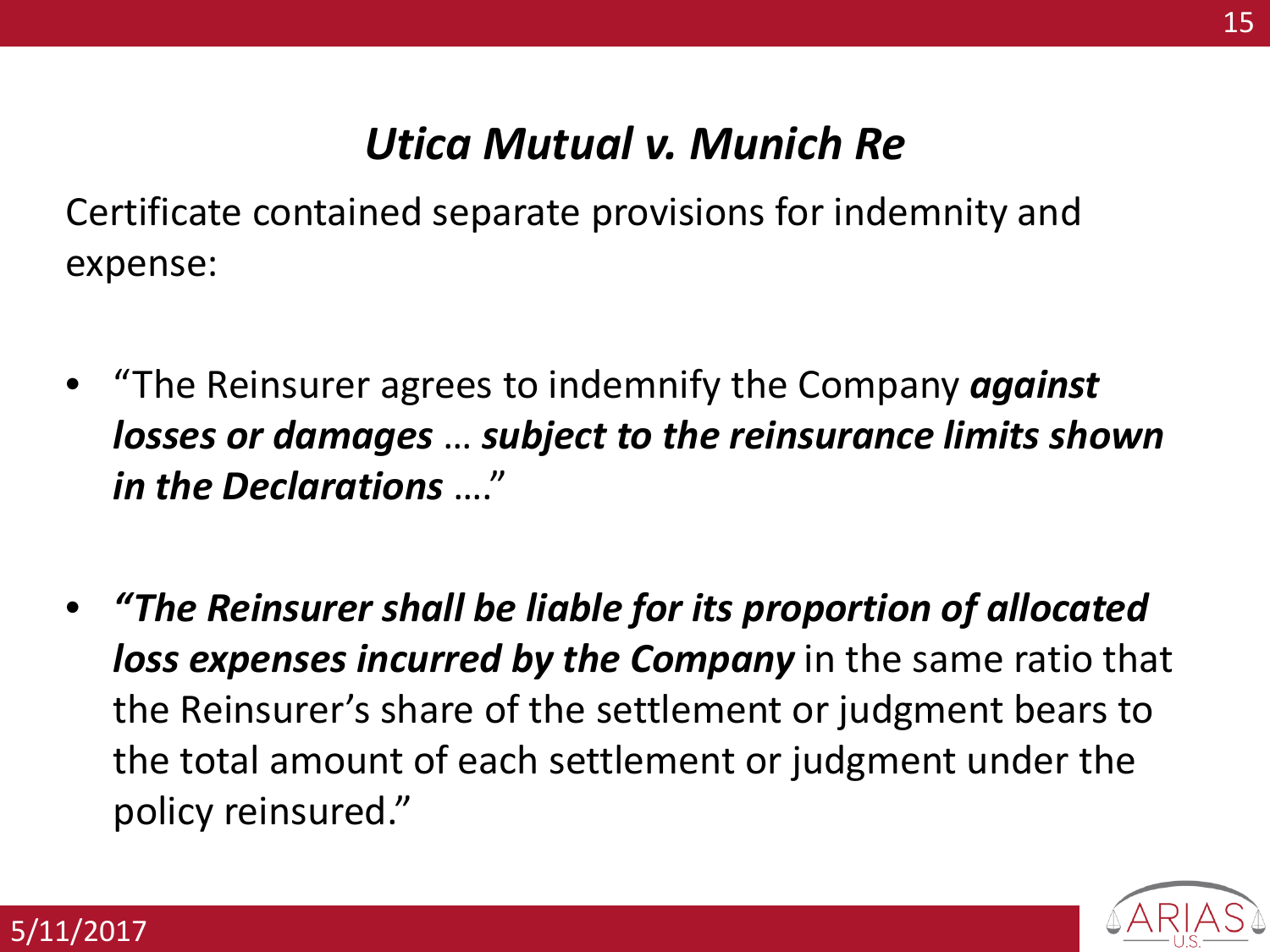# *Utica Mutual v. Munich Re*

Certificate contained separate provisions for indemnity and expense:

- "The Reinsurer agrees to indemnify the Company ***against losses or damages*** … ***subject to the reinsurance limits shown in the Declarations*** …."
- ***"The Reinsurer shall be liable for its proportion of allocated loss expenses incurred by the Company*** in the same ratio that the Reinsurer's share of the settlement or judgment bears to the total amount of each settlement or judgment under the policy reinsured."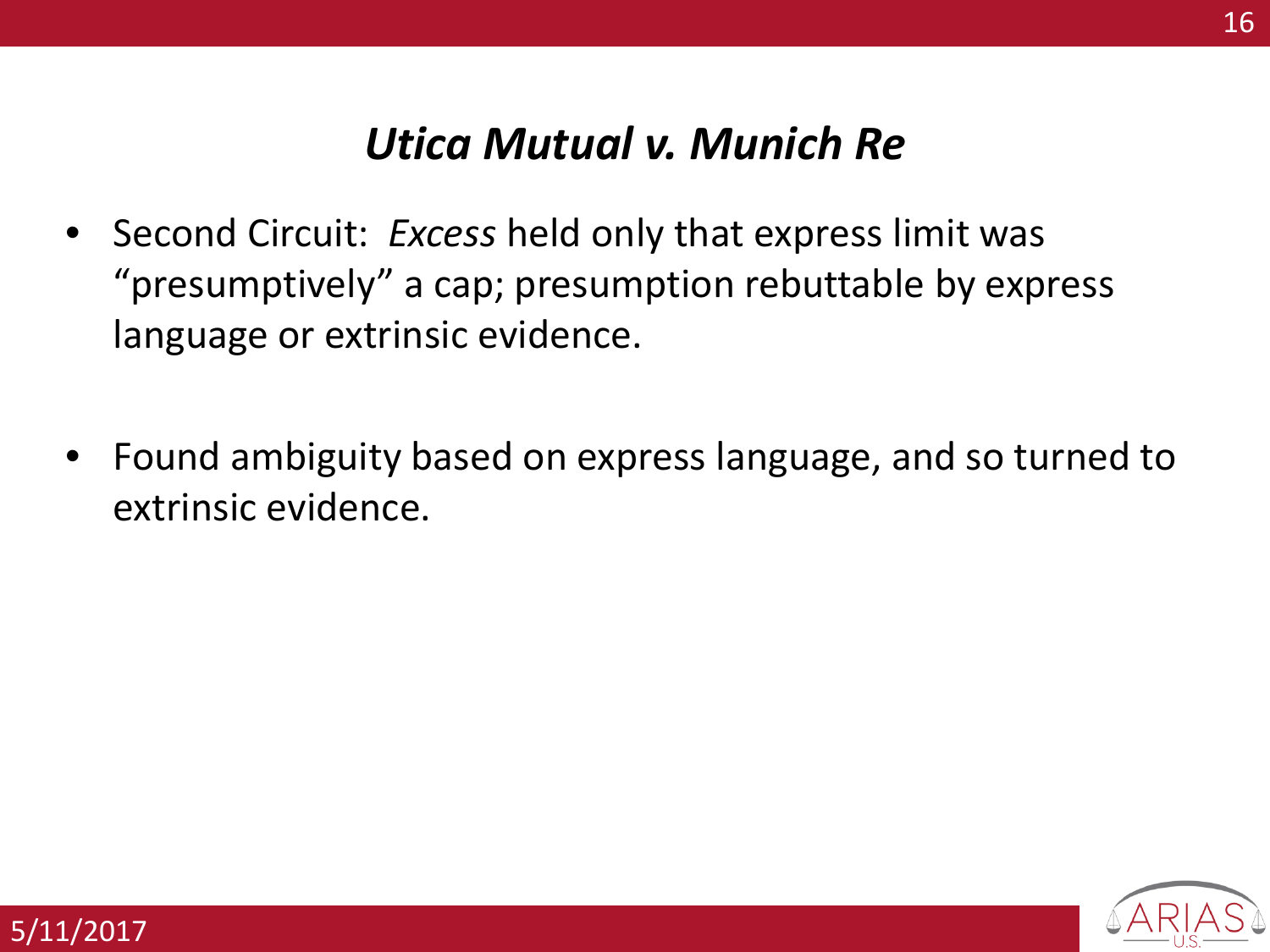# *Utica Mutual v. Munich Re*

- Second Circuit: *Excess* held only that express limit was "presumptively" a cap; presumption rebuttable by express language or extrinsic evidence.
- Found ambiguity based on express language, and so turned to extrinsic evidence.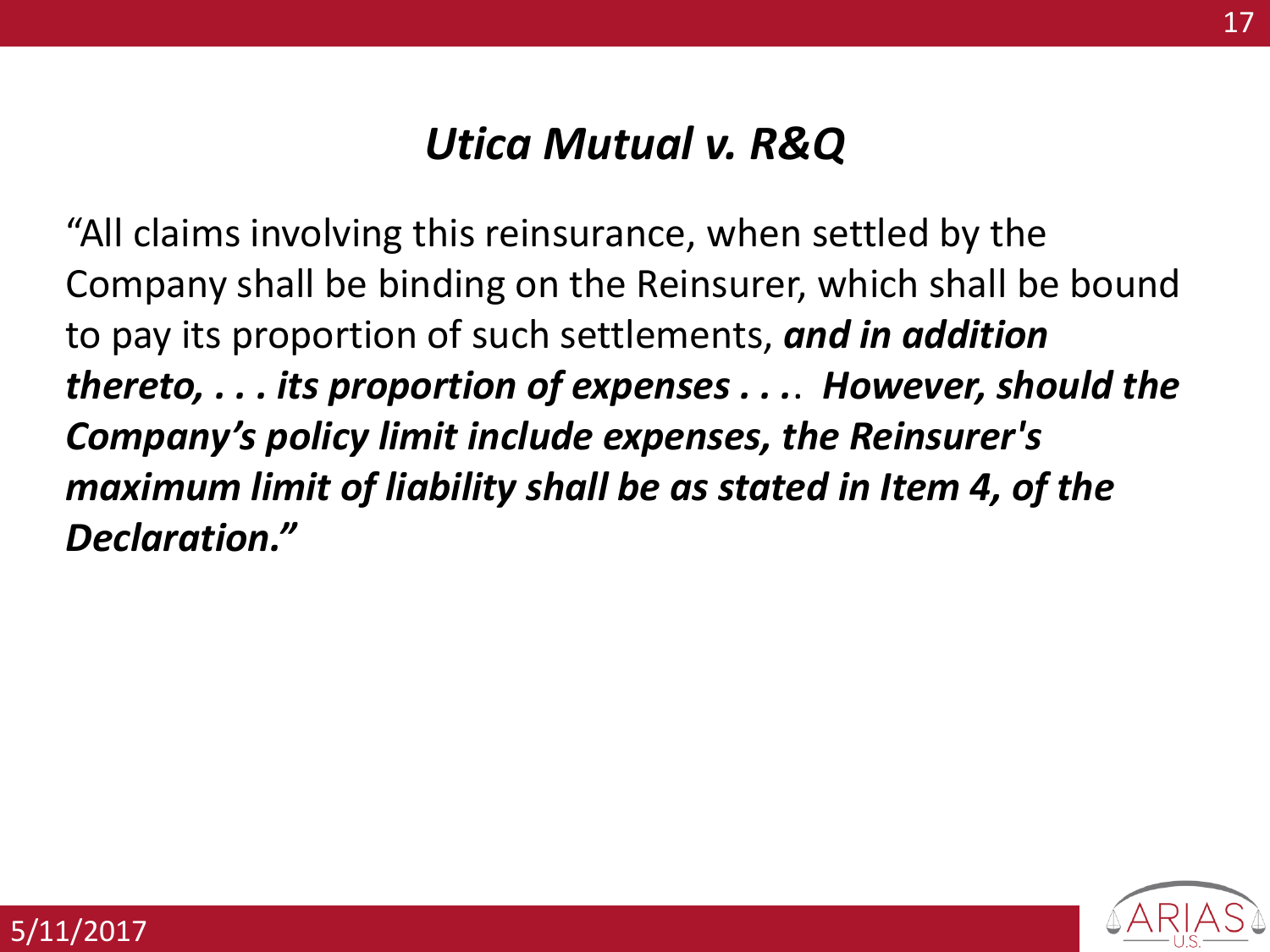# *Utica Mutual v. R&Q*

"All claims involving this reinsurance, when settled by the Company shall be binding on the Reinsurer, which shall be bound to pay its proportion of such settlements, ***and in addition thereto, . . . its proportion of expenses . . .***. ***However, should the Company's policy limit include expenses, the Reinsurer's maximum limit of liability shall be as stated in Item 4, of the Declaration."***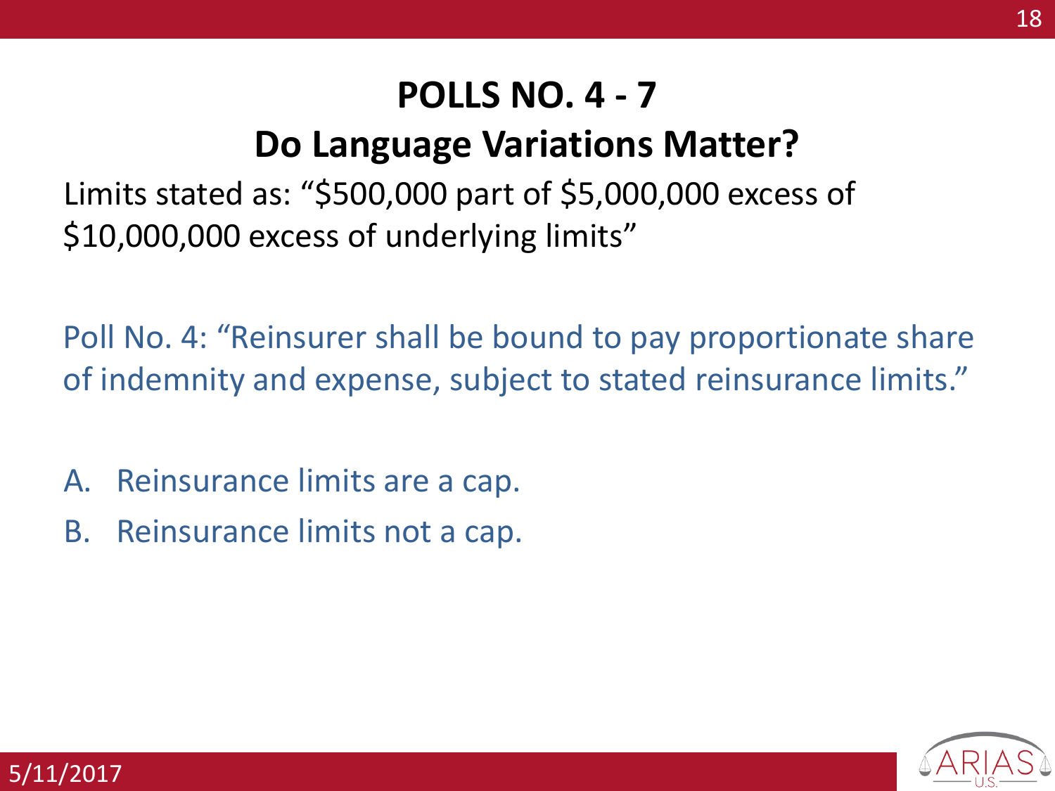# POLLS NO. 4 - 7

## Do Language Variations Matter?

Limits stated as: "$500,000 part of $5,000,000 excess of $10,000,000 excess of underlying limits"

Poll No. 4: "Reinsurer shall be bound to pay proportionate share of indemnity and expense, subject to stated reinsurance limits."

A. Reinsurance limits are a cap.

B. Reinsurance limits not a cap.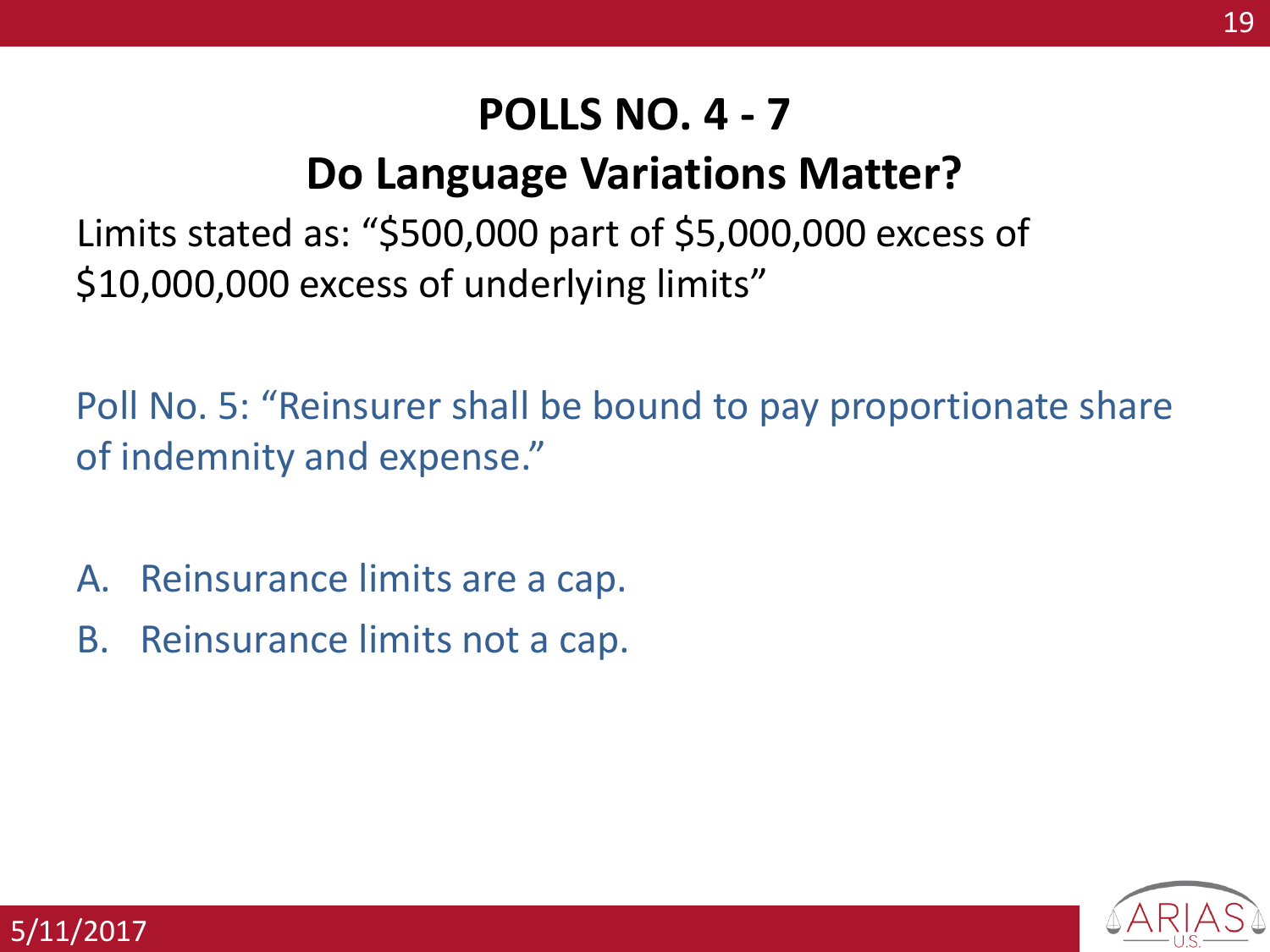# POLLS NO. 4 - 7

## Do Language Variations Matter?

Limits stated as: “$500,000 part of $5,000,000 excess of $10,000,000 excess of underlying limits”

Poll No. 5: “Reinsurer shall be bound to pay proportionate share of indemnity and expense.”

A. Reinsurance limits are a cap.
B. Reinsurance limits not a cap.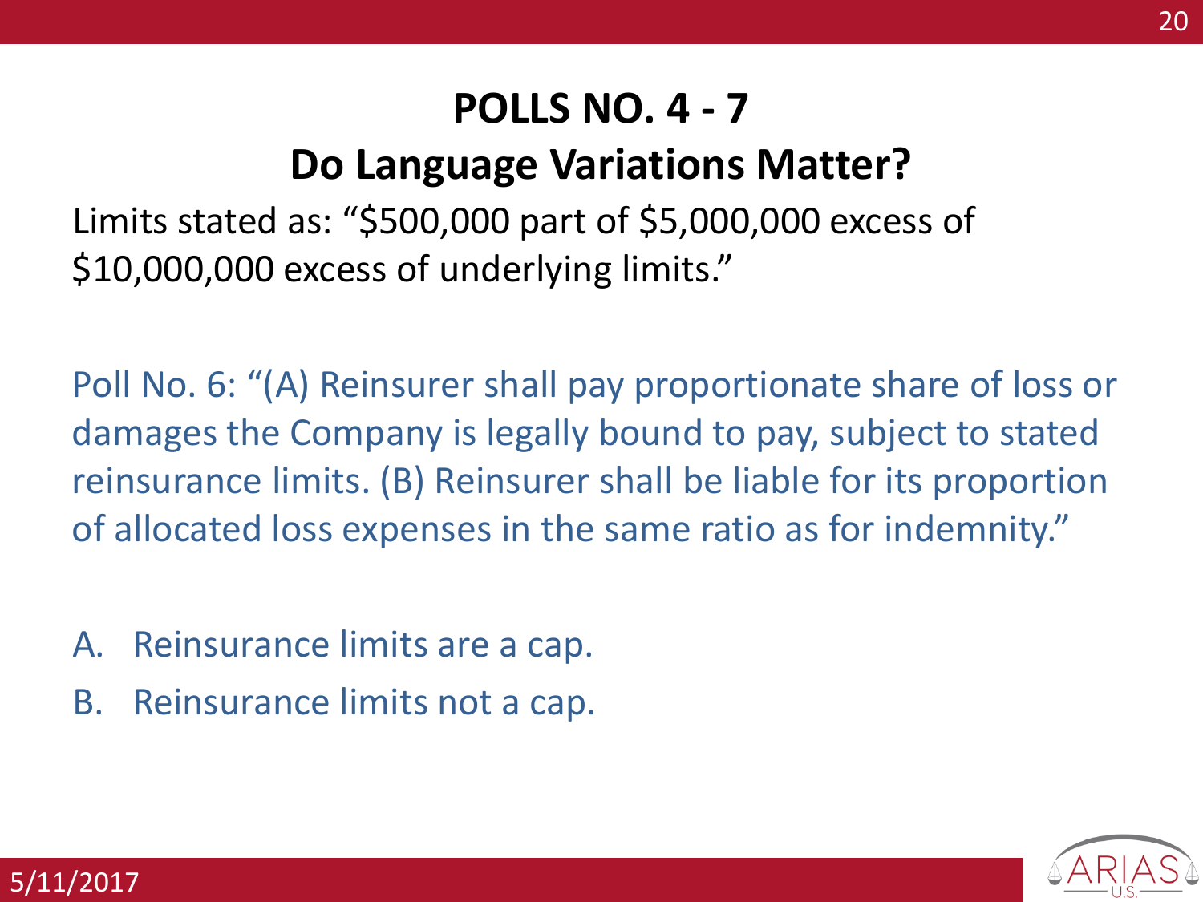# POLLS NO. 4 - 7

## Do Language Variations Matter?

Limits stated as: “$500,000 part of $5,000,000 excess of $10,000,000 excess of underlying limits.”

Poll No. 6: “(A) Reinsurer shall pay proportionate share of loss or damages the Company is legally bound to pay, subject to stated reinsurance limits. (B) Reinsurer shall be liable for its proportion of allocated loss expenses in the same ratio as for indemnity.”

A. Reinsurance limits are a cap.
B. Reinsurance limits not a cap.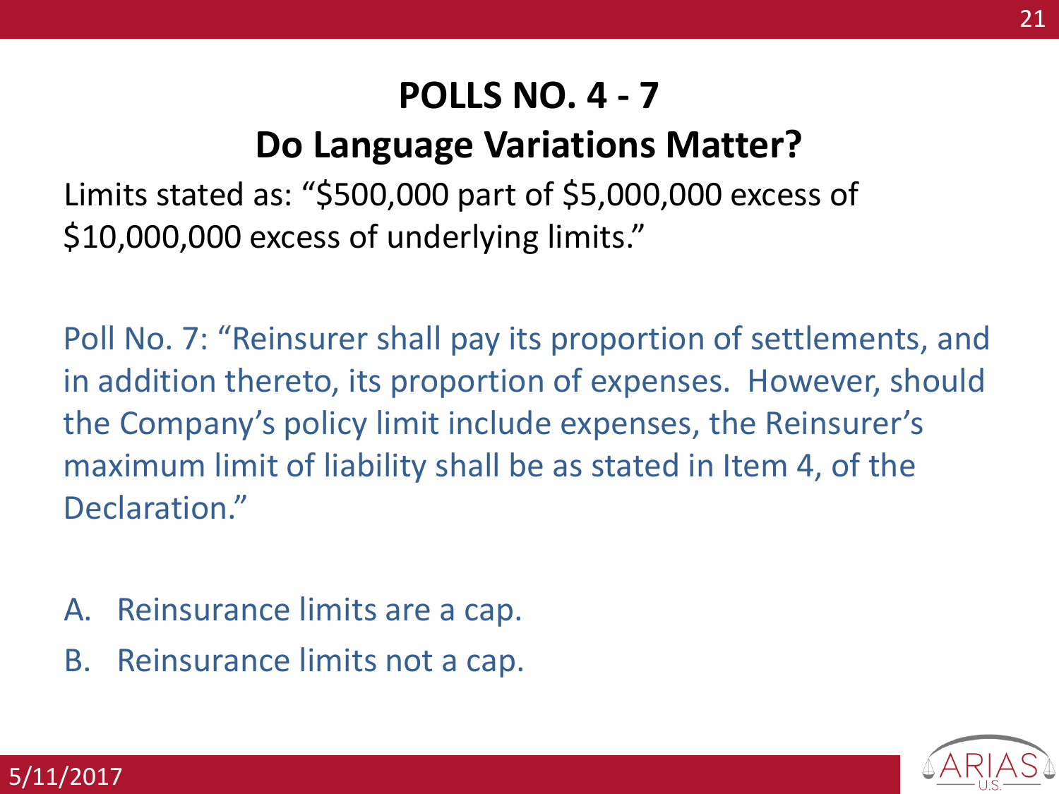# POLLS NO. 4 - 7

## Do Language Variations Matter?

Limits stated as: "$500,000 part of $5,000,000 excess of $10,000,000 excess of underlying limits."

Poll No. 7: "Reinsurer shall pay its proportion of settlements, and in addition thereto, its proportion of expenses. However, should the Company's policy limit include expenses, the Reinsurer's maximum limit of liability shall be as stated in Item 4, of the Declaration."

A. Reinsurance limits are a cap.

B. Reinsurance limits not a cap.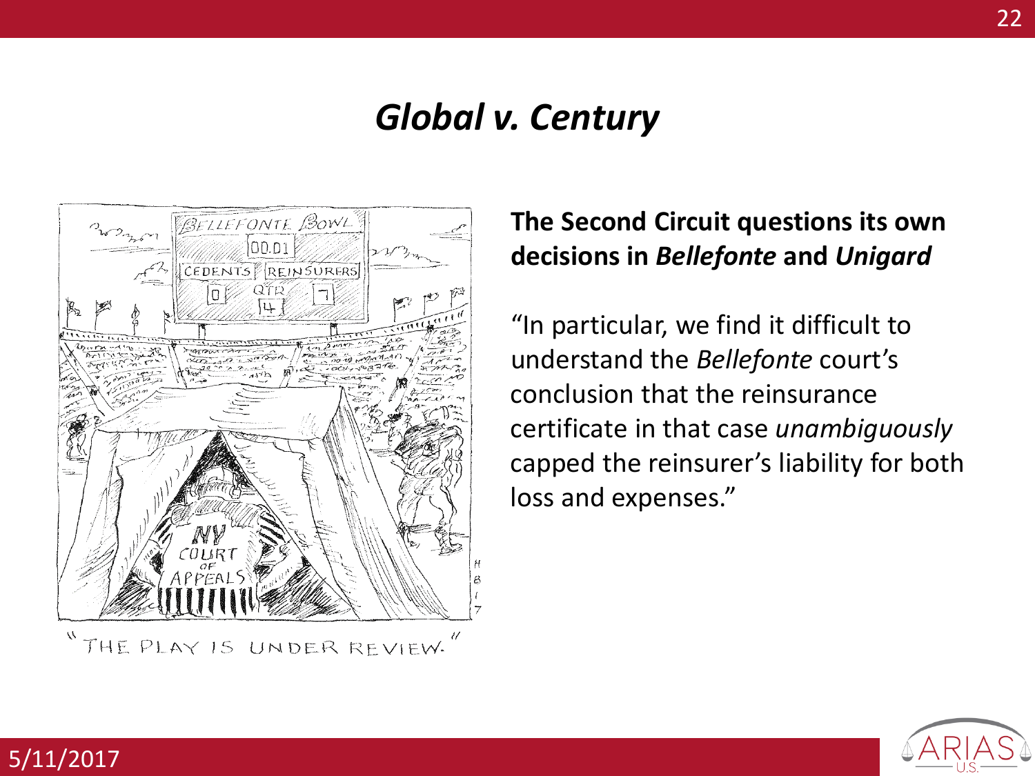# *Global v. Century*

"THE PLAY IS UNDER REVIEW."

**The Second Circuit questions its own decisions in *Bellefonte* and *Unigard***

"In particular, we find it difficult to understand the *Bellefonte* court's conclusion that the reinsurance certificate in that case *unambiguously* capped the reinsurer's liability for both loss and expenses."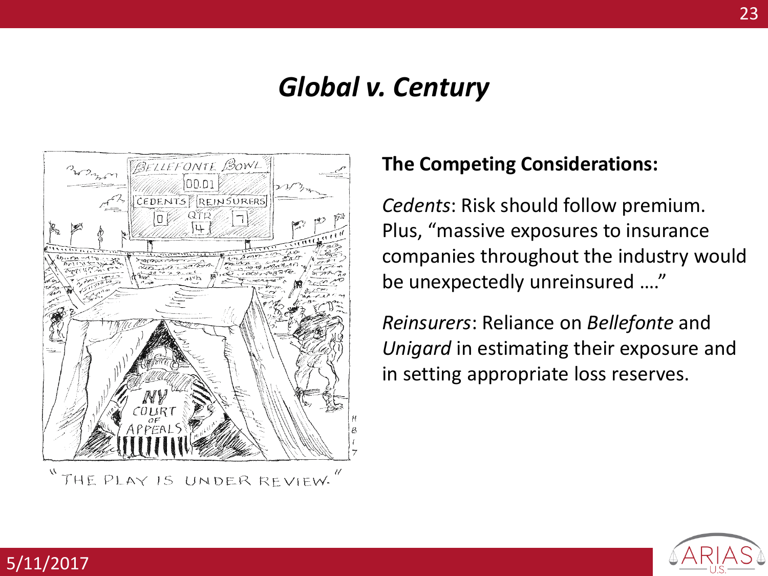# *Global v. Century*

"THE PLAY IS UNDER REVIEW."

**The Competing Considerations:**

*Cedents*: Risk should follow premium. Plus, "massive exposures to insurance companies throughout the industry would be unexpectedly unreinsured …."

*Reinsurers*: Reliance on *Bellefonte* and *Unigard* in estimating their exposure and in setting appropriate loss reserves.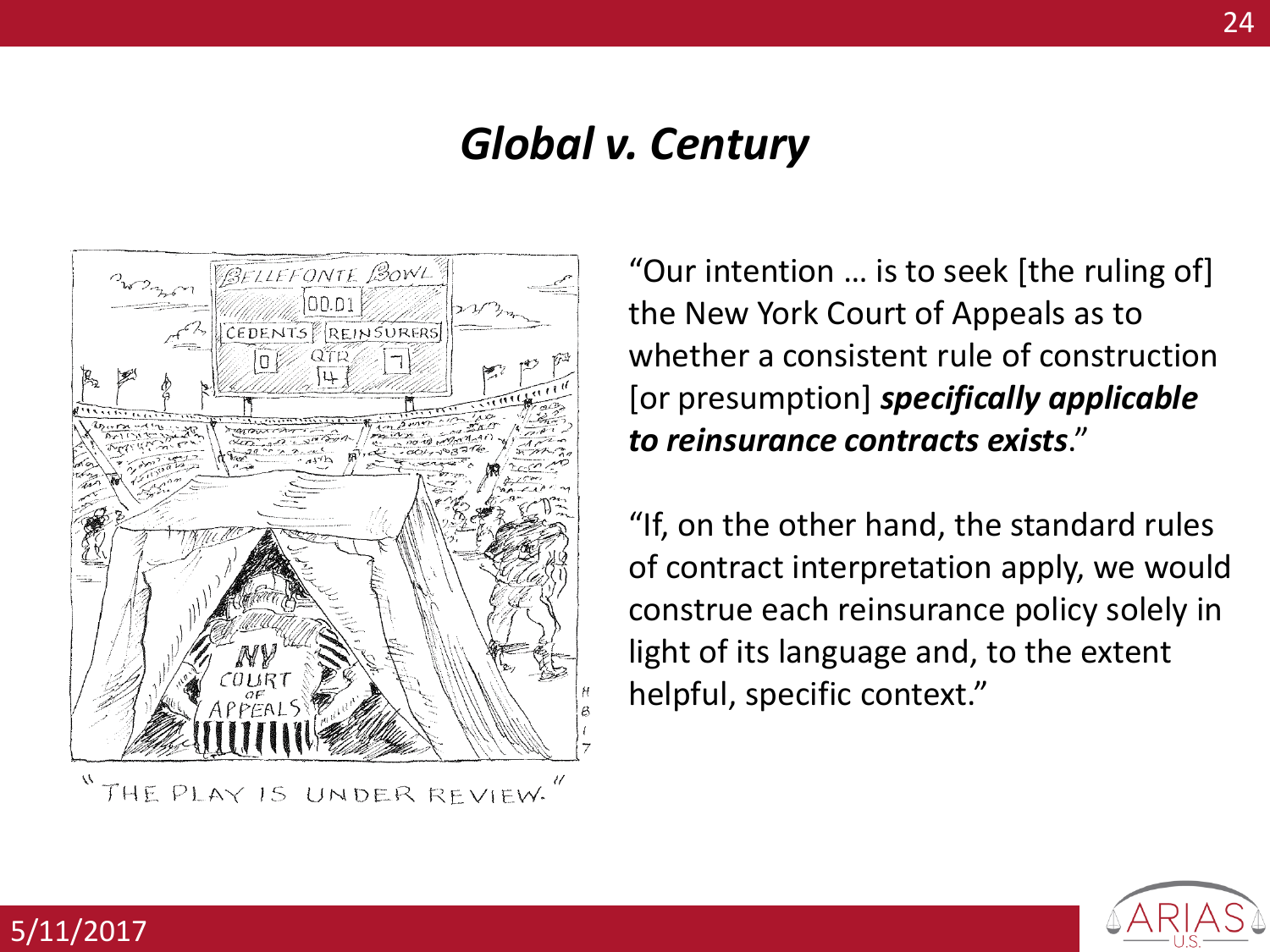# *Global v. Century*

"THE PLAY IS UNDER REVIEW."

"Our intention … is to seek [the ruling of] the New York Court of Appeals as to whether a consistent rule of construction [or presumption] ***specifically applicable to reinsurance contracts exists***."

"If, on the other hand, the standard rules of contract interpretation apply, we would construe each reinsurance policy solely in light of its language and, to the extent helpful, specific context."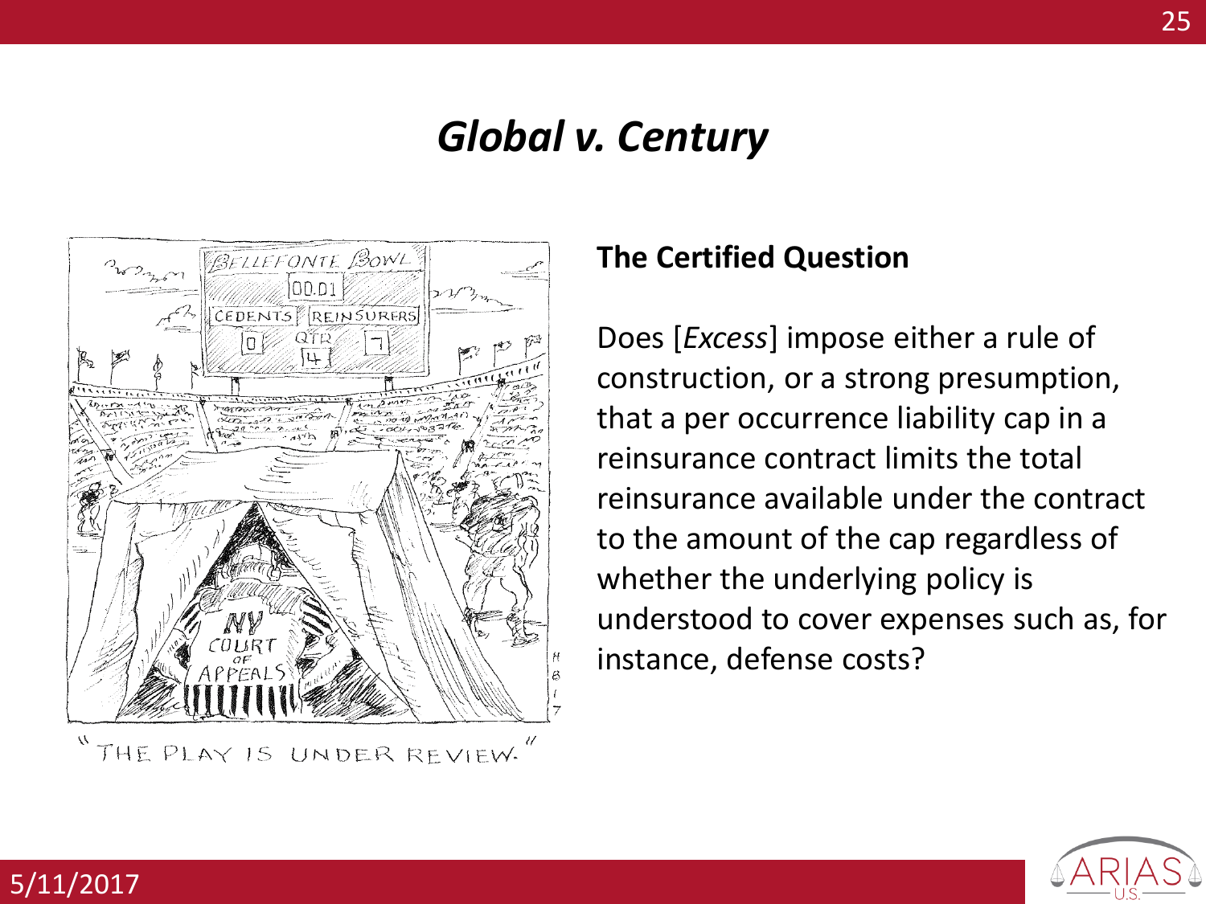# *Global v. Century*

"THE PLAY IS UNDER REVIEW."

**The Certified Question**

Does [*Excess*] impose either a rule of construction, or a strong presumption, that a per occurrence liability cap in a reinsurance contract limits the total reinsurance available under the contract to the amount of the cap regardless of whether the underlying policy is understood to cover expenses such as, for instance, defense costs?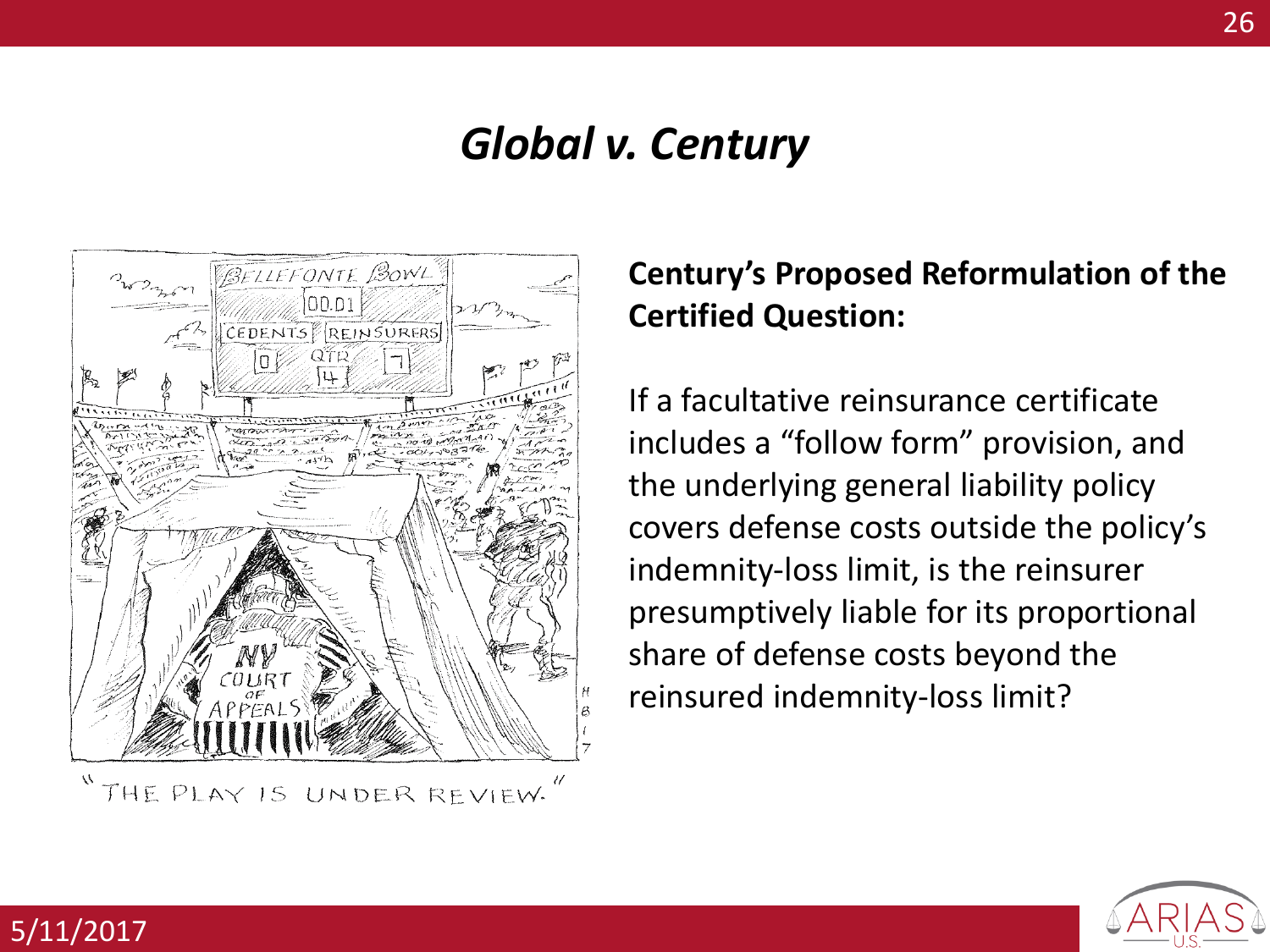# *Global v. Century*

"THE PLAY IS UNDER REVIEW."

**Century's Proposed Reformulation of the Certified Question:**

If a facultative reinsurance certificate includes a "follow form" provision, and the underlying general liability policy covers defense costs outside the policy's indemnity-loss limit, is the reinsurer presumptively liable for its proportional share of defense costs beyond the reinsured indemnity-loss limit?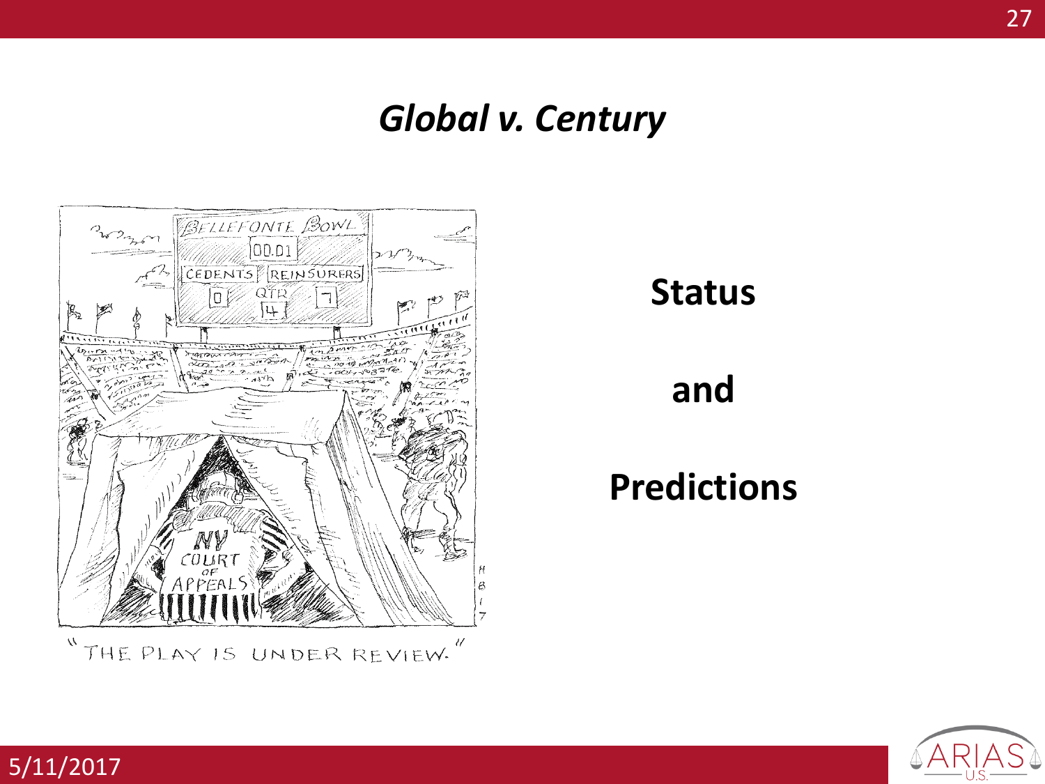# *Global v. Century*

"THE PLAY IS UNDER REVIEW."

**Status**

**and**

**Predictions**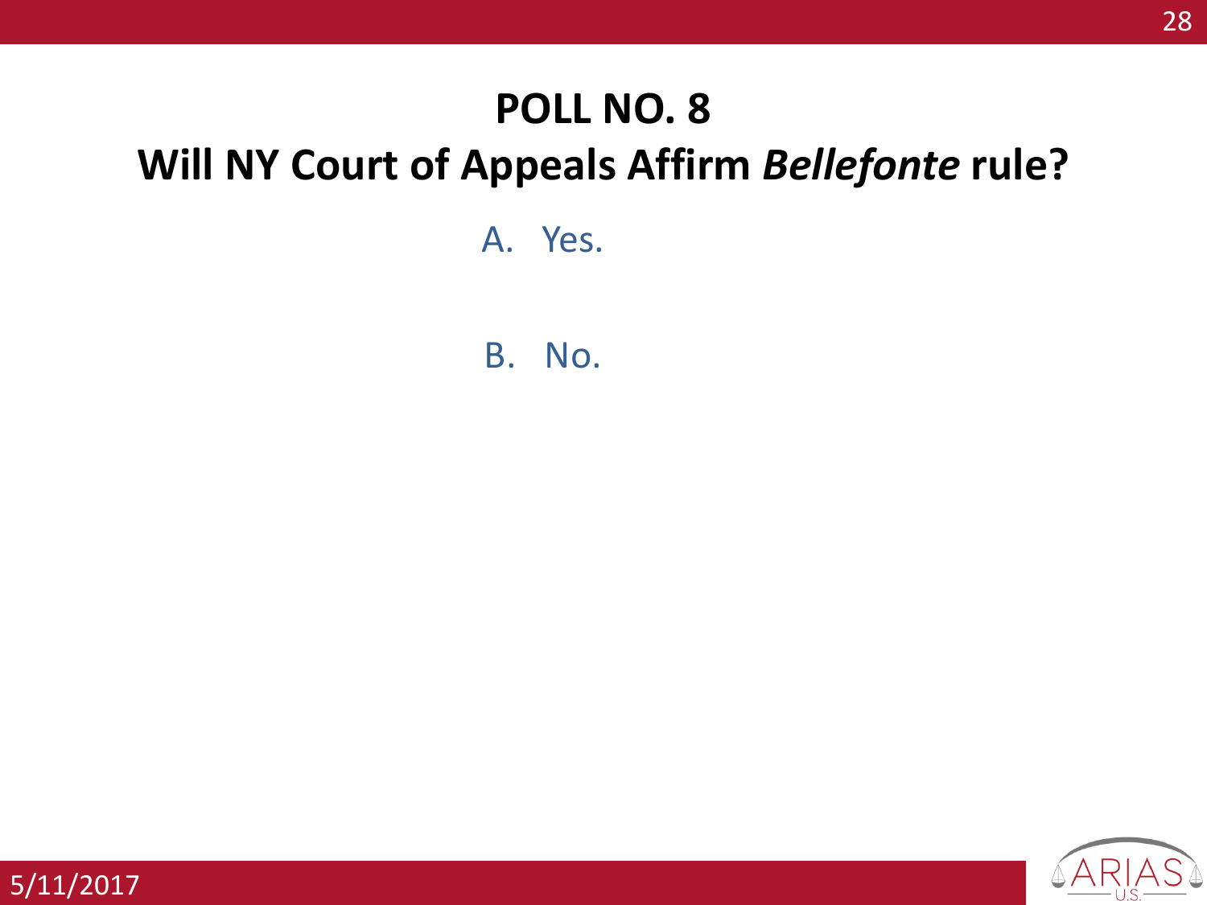# POLL NO. 8

## Will NY Court of Appeals Affirm *Bellefonte* rule?

A. Yes.

B. No.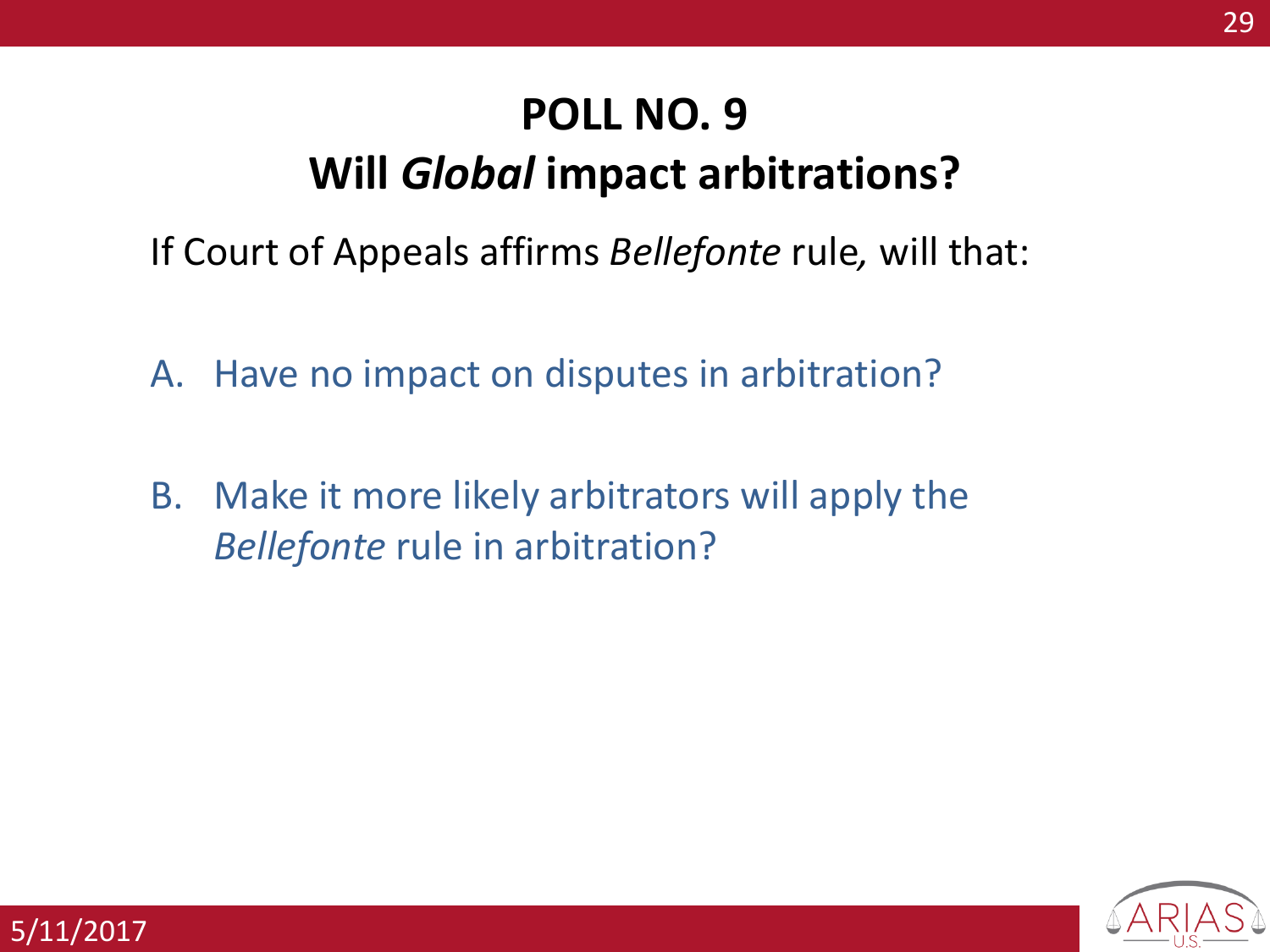# POLL NO. 9

## Will *Global* impact arbitrations?

If Court of Appeals affirms *Bellefonte* rule, will that:

A. Have no impact on disputes in arbitration?

B. Make it more likely arbitrators will apply the *Bellefonte* rule in arbitration?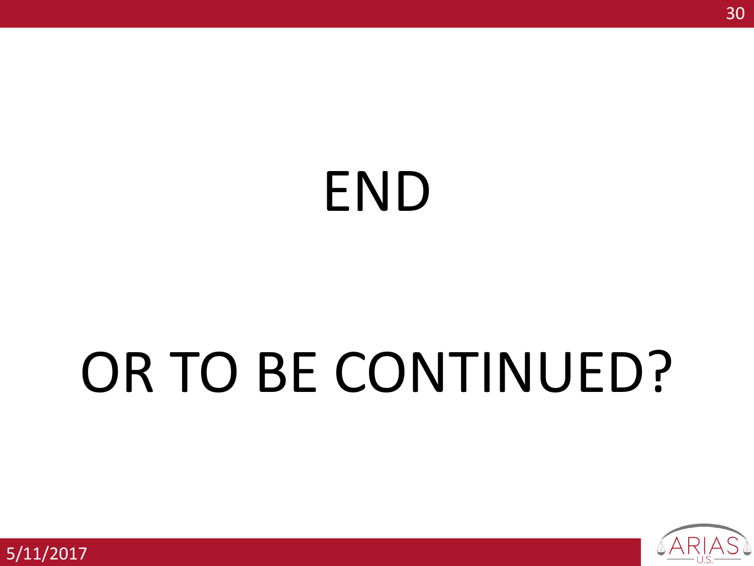# END

# OR TO BE CONTINUED?